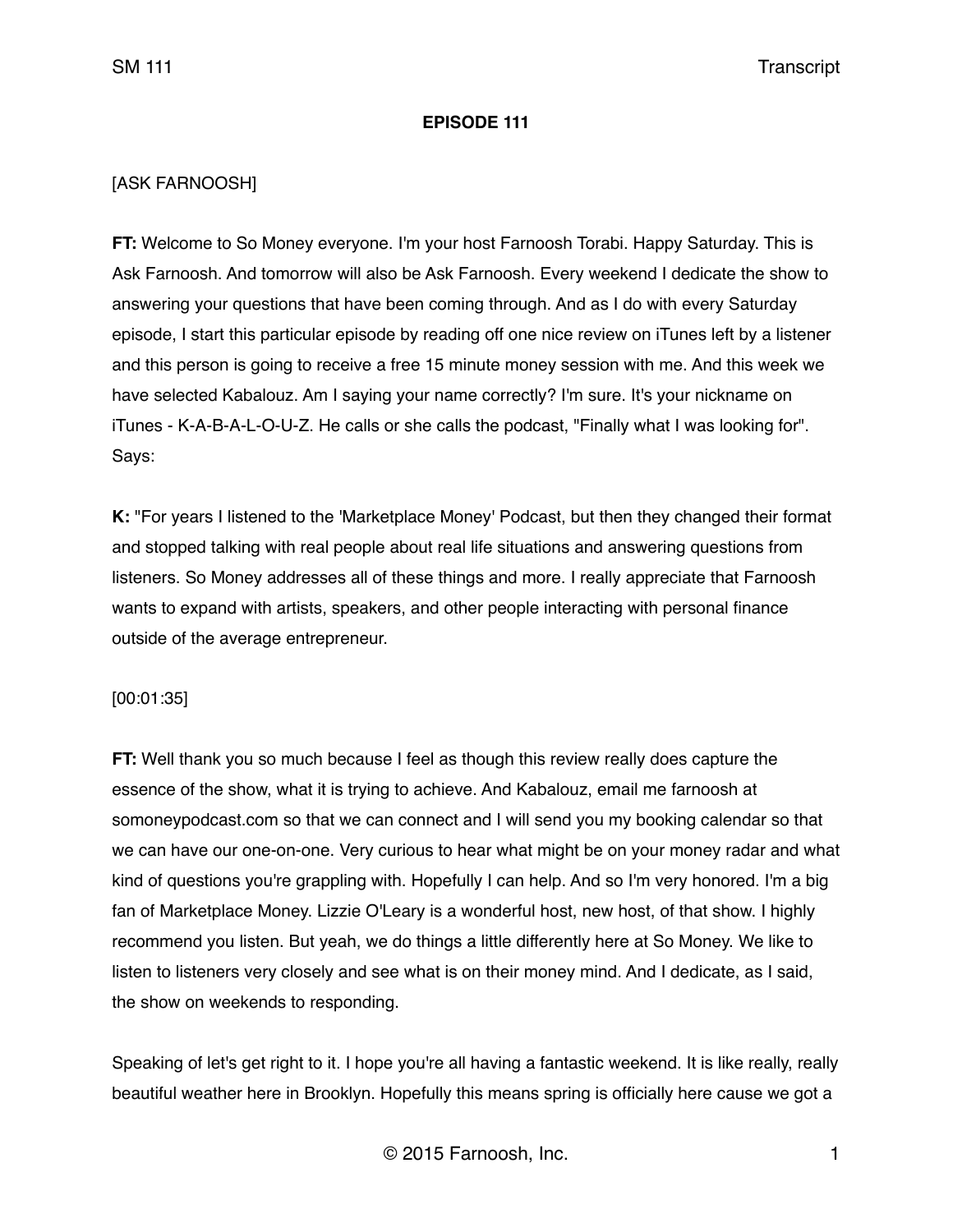**EPISODE 111**

[ASK FARNOOSH]

**FT:** Welcome to So Money everyone. I'm your host Farnoosh Torabi. Happy Saturday. This is Ask Farnoosh. And tomorrow will also be Ask Farnoosh. Every weekend I dedicate the show to answering your questions that have been coming through. And as I do with every Saturday episode, I start this particular episode by reading off one nice review on iTunes left by a listener and this person is going to receive a free 15 minute money session with me. And this week we have selected Kabalouz. Am I saying your name correctly? I'm sure. It's your nickname on iTunes - K-A-B-A-L-O-U-Z. He calls or she calls the podcast, "Finally what I was looking for". Says:

**K:** "For years I listened to the 'Marketplace Money' Podcast, but then they changed their format and stopped talking with real people about real life situations and answering questions from listeners. So Money addresses all of these things and more. I really appreciate that Farnoosh wants to expand with artists, speakers, and other people interacting with personal finance outside of the average entrepreneur.

[00:01:35]

**FT:** Well thank you so much because I feel as though this review really does capture the essence of the show, what it is trying to achieve. And Kabalouz, email me farnoosh at somoneypodcast.com so that we can connect and I will send you my booking calendar so that we can have our one-on-one. Very curious to hear what might be on your money radar and what kind of questions you're grappling with. Hopefully I can help. And so I'm very honored. I'm a big fan of Marketplace Money. Lizzie O'Leary is a wonderful host, new host, of that show. I highly recommend you listen. But yeah, we do things a little differently here at So Money. We like to listen to listeners very closely and see what is on their money mind. And I dedicate, as I said, the show on weekends to responding.

Speaking of let's get right to it. I hope you're all having a fantastic weekend. It is like really, really beautiful weather here in Brooklyn. Hopefully this means spring is officially here cause we got a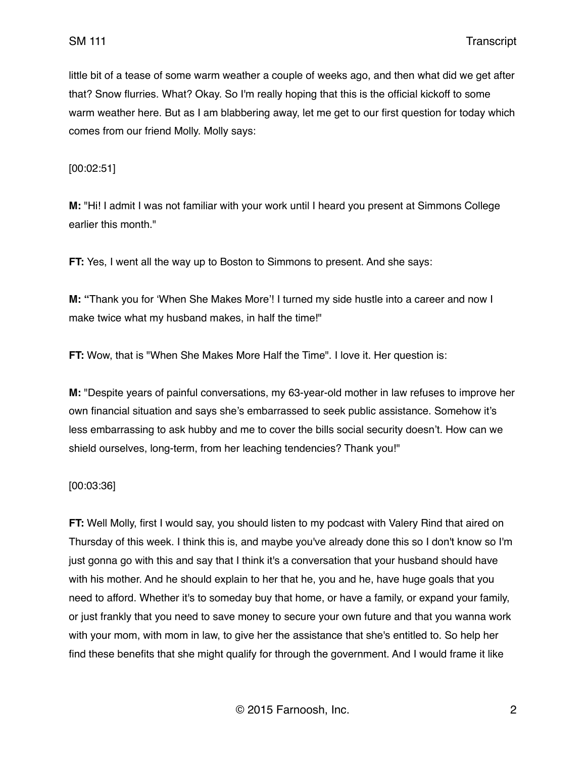little bit of a tease of some warm weather a couple of weeks ago, and then what did we get after that? Snow flurries. What? Okay. So I'm really hoping that this is the official kickoff to some warm weather here. But as I am blabbering away, let me get to our first question for today which comes from our friend Molly. Molly says:

[00:02:51]

**M:** "Hi! I admit I was not familiar with your work until I heard you present at Simmons College earlier this month."

**FT:** Yes, I went all the way up to Boston to Simmons to present. And she says:

**M:** "Thank you for 'When She Makes More'! I turned my side hustle into a career and now I make twice what my husband makes, in half the time!"

**FT:** Wow, that is "When She Makes More Half the Time". I love it. Her question is:

**M:** "Despite years of painful conversations, my 63-year-old mother in law refuses to improve her own financial situation and says she's embarrassed to seek public assistance. Somehow it's less embarrassing to ask hubby and me to cover the bills social security doesn't. How can we shield ourselves, long-term, from her leaching tendencies? Thank you!"

[00:03:36]

**FT:** Well Molly, first I would say, you should listen to my podcast with Valery Rind that aired on Thursday of this week. I think this is, and maybe you've already done this so I don't know so I'm just gonna go with this and say that I think it's a conversation that your husband should have with his mother. And he should explain to her that he, you and he, have huge goals that you need to afford. Whether it's to someday buy that home, or have a family, or expand your family, or just frankly that you need to save money to secure your own future and that you wanna work with your mom, with mom in law, to give her the assistance that she's entitled to. So help her find these benefits that she might qualify for through the government. And I would frame it like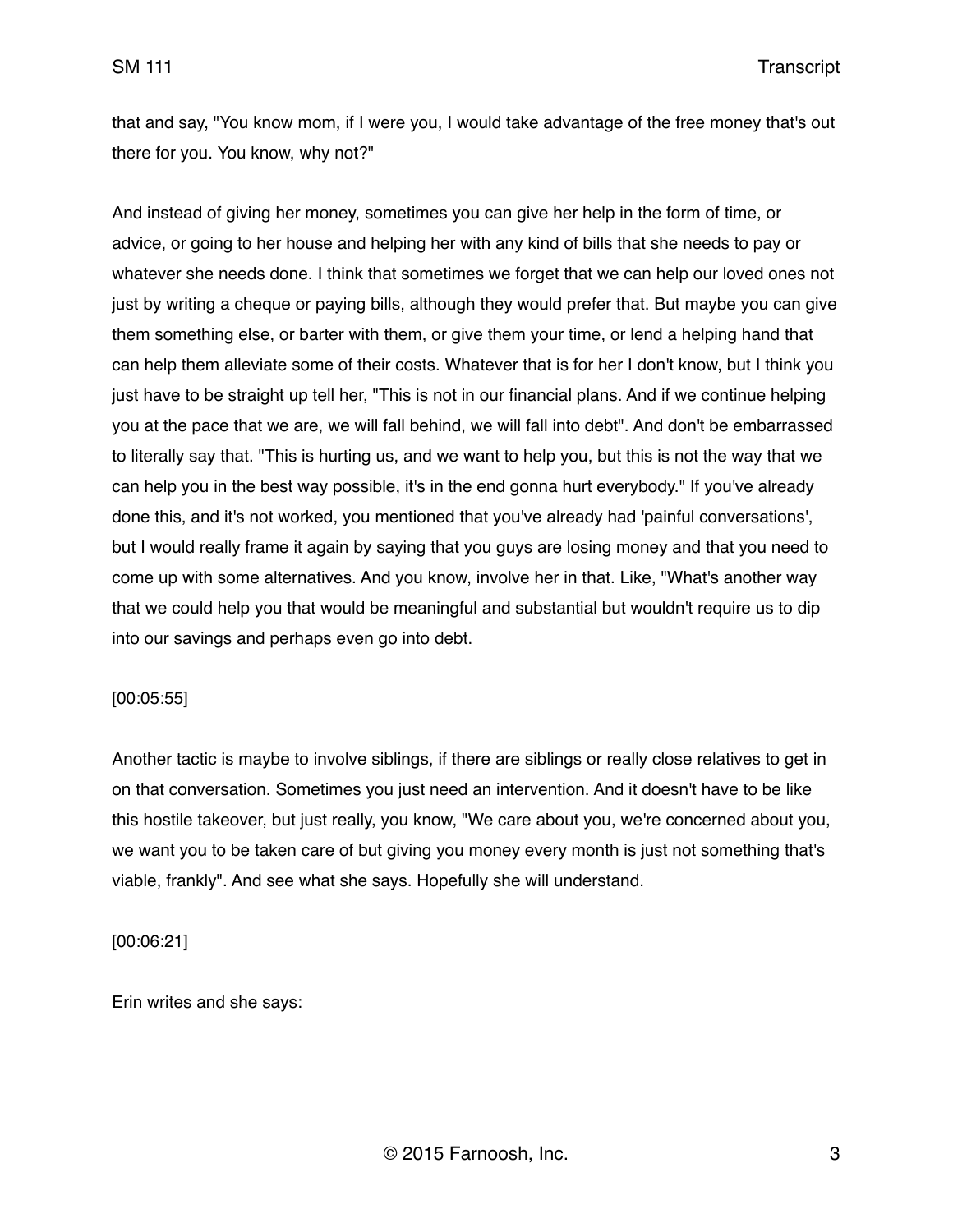that and say, "You know mom, if I were you, I would take advantage of the free money that's out there for you. You know, why not?"

And instead of giving her money, sometimes you can give her help in the form of time, or advice, or going to her house and helping her with any kind of bills that she needs to pay or whatever she needs done. I think that sometimes we forget that we can help our loved ones not just by writing a cheque or paying bills, although they would prefer that. But maybe you can give them something else, or barter with them, or give them your time, or lend a helping hand that can help them alleviate some of their costs. Whatever that is for her I don't know, but I think you just have to be straight up tell her, "This is not in our financial plans. And if we continue helping you at the pace that we are, we will fall behind, we will fall into debt". And don't be embarrassed to literally say that. "This is hurting us, and we want to help you, but this is not the way that we can help you in the best way possible, it's in the end gonna hurt everybody." If you've already done this, and it's not worked, you mentioned that you've already had 'painful conversations', but I would really frame it again by saying that you guys are losing money and that you need to come up with some alternatives. And you know, involve her in that. Like, "What's another way that we could help you that would be meaningful and substantial but wouldn't require us to dip into our savings and perhaps even go into debt.

[00:05:55]

Another tactic is maybe to involve siblings, if there are siblings or really close relatives to get in on that conversation. Sometimes you just need an intervention. And it doesn't have to be like this hostile takeover, but just really, you know, "We care about you, we're concerned about you, we want you to be taken care of but giving you money every month is just not something that's viable, frankly". And see what she says. Hopefully she will understand.

[00:06:21]

Erin writes and she says: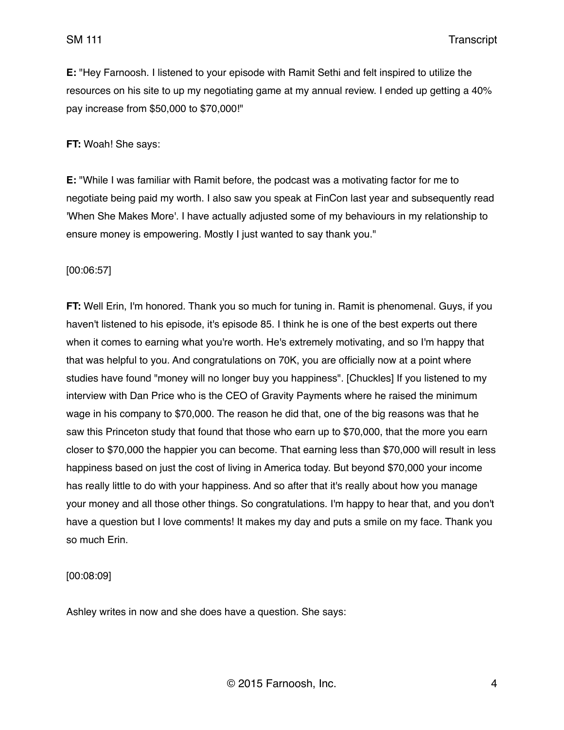**E:** "Hey Farnoosh. I listened to your episode with Ramit Sethi and felt inspired to utilize the resources on his site to up my negotiating game at my annual review. I ended up getting a 40% pay increase from $50,000 to $70,000!"

**FT:** Woah! She says:

**E:** "While I was familiar with Ramit before, the podcast was a motivating factor for me to negotiate being paid my worth. I also saw you speak at FinCon last year and subsequently read 'When She Makes More'. I have actually adjusted some of my behaviours in my relationship to ensure money is empowering. Mostly I just wanted to say thank you."

[00:06:57]

**FT:** Well Erin, I'm honored. Thank you so much for tuning in. Ramit is phenomenal. Guys, if you haven't listened to his episode, it's episode 85. I think he is one of the best experts out there when it comes to earning what you're worth. He's extremely motivating, and so I'm happy that that was helpful to you. And congratulations on 70K, you are officially now at a point where studies have found "money will no longer buy you happiness". [Chuckles] If you listened to my interview with Dan Price who is the CEO of Gravity Payments where he raised the minimum wage in his company to $70,000. The reason he did that, one of the big reasons was that he saw this Princeton study that found that those who earn up to $70,000, that the more you earn closer to $70,000 the happier you can become. That earning less than $70,000 will result in less happiness based on just the cost of living in America today. But beyond $70,000 your income has really little to do with your happiness. And so after that it's really about how you manage your money and all those other things. So congratulations. I'm happy to hear that, and you don't have a question but I love comments! It makes my day and puts a smile on my face. Thank you so much Erin.

[00:08:09]

Ashley writes in now and she does have a question. She says: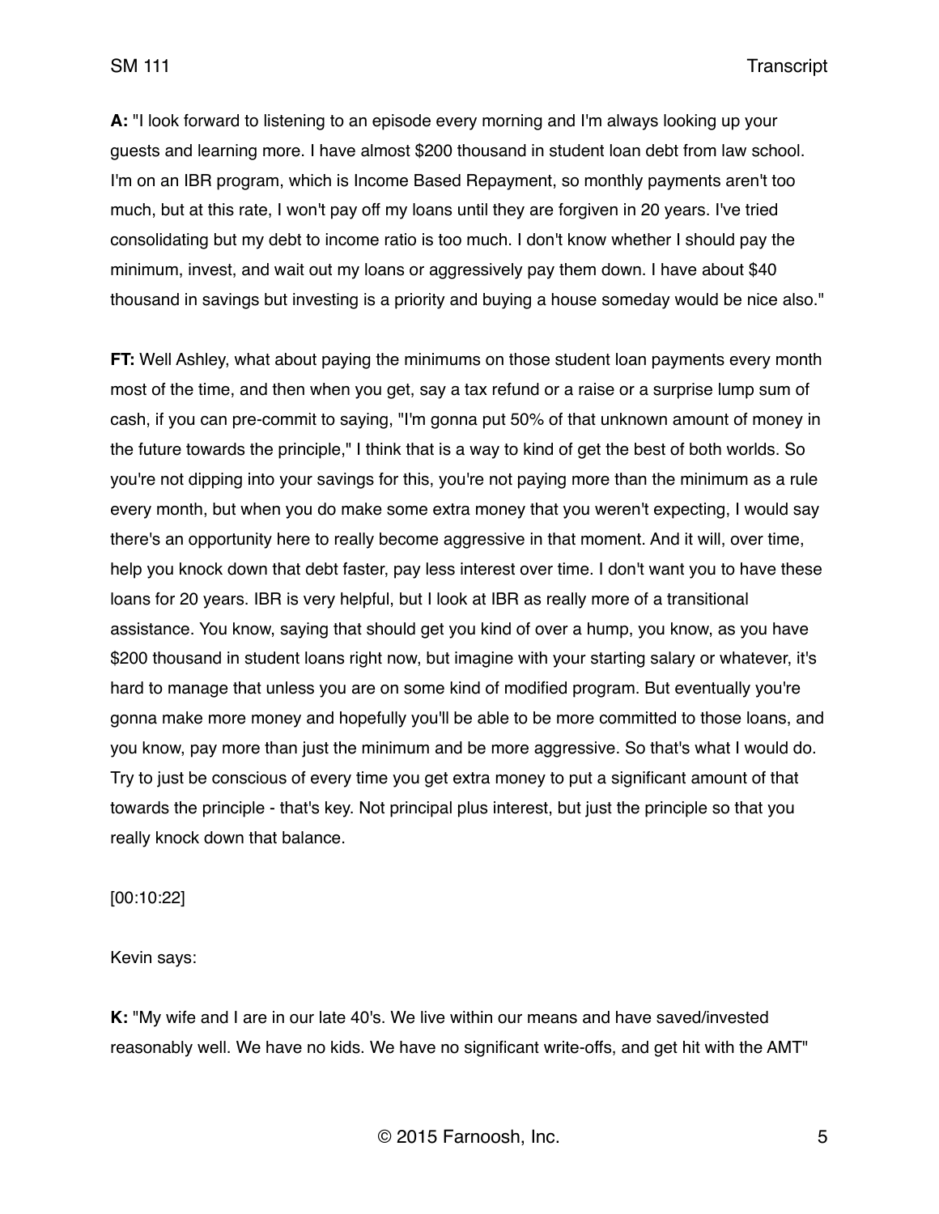**A:** "I look forward to listening to an episode every morning and I'm always looking up your guests and learning more. I have almost $200 thousand in student loan debt from law school. I'm on an IBR program, which is Income Based Repayment, so monthly payments aren't too much, but at this rate, I won't pay off my loans until they are forgiven in 20 years. I've tried consolidating but my debt to income ratio is too much. I don't know whether I should pay the minimum, invest, and wait out my loans or aggressively pay them down. I have about $40 thousand in savings but investing is a priority and buying a house someday would be nice also."

**FT:** Well Ashley, what about paying the minimums on those student loan payments every month most of the time, and then when you get, say a tax refund or a raise or a surprise lump sum of cash, if you can pre-commit to saying, "I'm gonna put 50% of that unknown amount of money in the future towards the principle," I think that is a way to kind of get the best of both worlds. So you're not dipping into your savings for this, you're not paying more than the minimum as a rule every month, but when you do make some extra money that you weren't expecting, I would say there's an opportunity here to really become aggressive in that moment. And it will, over time, help you knock down that debt faster, pay less interest over time. I don't want you to have these loans for 20 years. IBR is very helpful, but I look at IBR as really more of a transitional assistance. You know, saying that should get you kind of over a hump, you know, as you have $200 thousand in student loans right now, but imagine with your starting salary or whatever, it's hard to manage that unless you are on some kind of modified program. But eventually you're gonna make more money and hopefully you'll be able to be more committed to those loans, and you know, pay more than just the minimum and be more aggressive. So that's what I would do. Try to just be conscious of every time you get extra money to put a significant amount of that towards the principle - that's key. Not principal plus interest, but just the principle so that you really knock down that balance.

[00:10:22]

Kevin says:

**K:** "My wife and I are in our late 40's. We live within our means and have saved/invested reasonably well. We have no kids. We have no significant write-offs, and get hit with the AMT"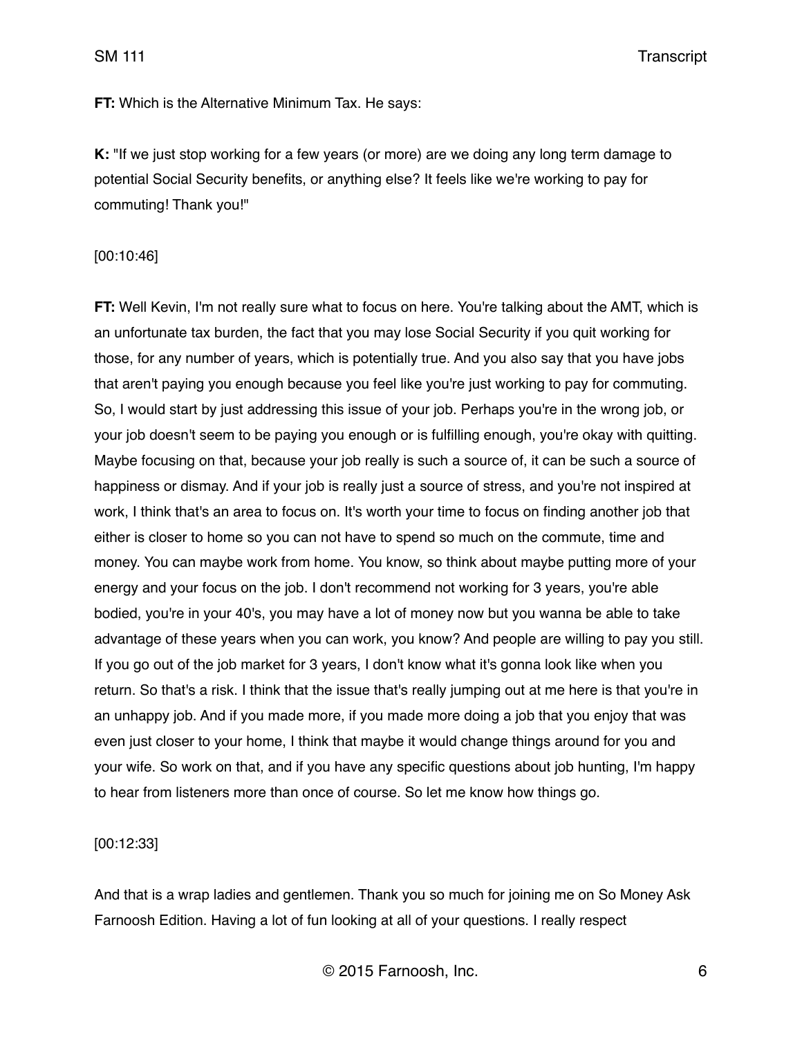**FT:** Which is the Alternative Minimum Tax. He says:

**K:** "If we just stop working for a few years (or more) are we doing any long term damage to potential Social Security benefits, or anything else? It feels like we're working to pay for commuting! Thank you!"

[00:10:46]

**FT:** Well Kevin, I'm not really sure what to focus on here. You're talking about the AMT, which is an unfortunate tax burden, the fact that you may lose Social Security if you quit working for those, for any number of years, which is potentially true. And you also say that you have jobs that aren't paying you enough because you feel like you're just working to pay for commuting. So, I would start by just addressing this issue of your job. Perhaps you're in the wrong job, or your job doesn't seem to be paying you enough or is fulfilling enough, you're okay with quitting. Maybe focusing on that, because your job really is such a source of, it can be such a source of happiness or dismay. And if your job is really just a source of stress, and you're not inspired at work, I think that's an area to focus on. It's worth your time to focus on finding another job that either is closer to home so you can not have to spend so much on the commute, time and money. You can maybe work from home. You know, so think about maybe putting more of your energy and your focus on the job. I don't recommend not working for 3 years, you're able bodied, you're in your 40's, you may have a lot of money now but you wanna be able to take advantage of these years when you can work, you know? And people are willing to pay you still. If you go out of the job market for 3 years, I don't know what it's gonna look like when you return. So that's a risk. I think that the issue that's really jumping out at me here is that you're in an unhappy job. And if you made more, if you made more doing a job that you enjoy that was even just closer to your home, I think that maybe it would change things around for you and your wife. So work on that, and if you have any specific questions about job hunting, I'm happy to hear from listeners more than once of course. So let me know how things go.

[00:12:33]

And that is a wrap ladies and gentlemen. Thank you so much for joining me on So Money Ask Farnoosh Edition. Having a lot of fun looking at all of your questions. I really respect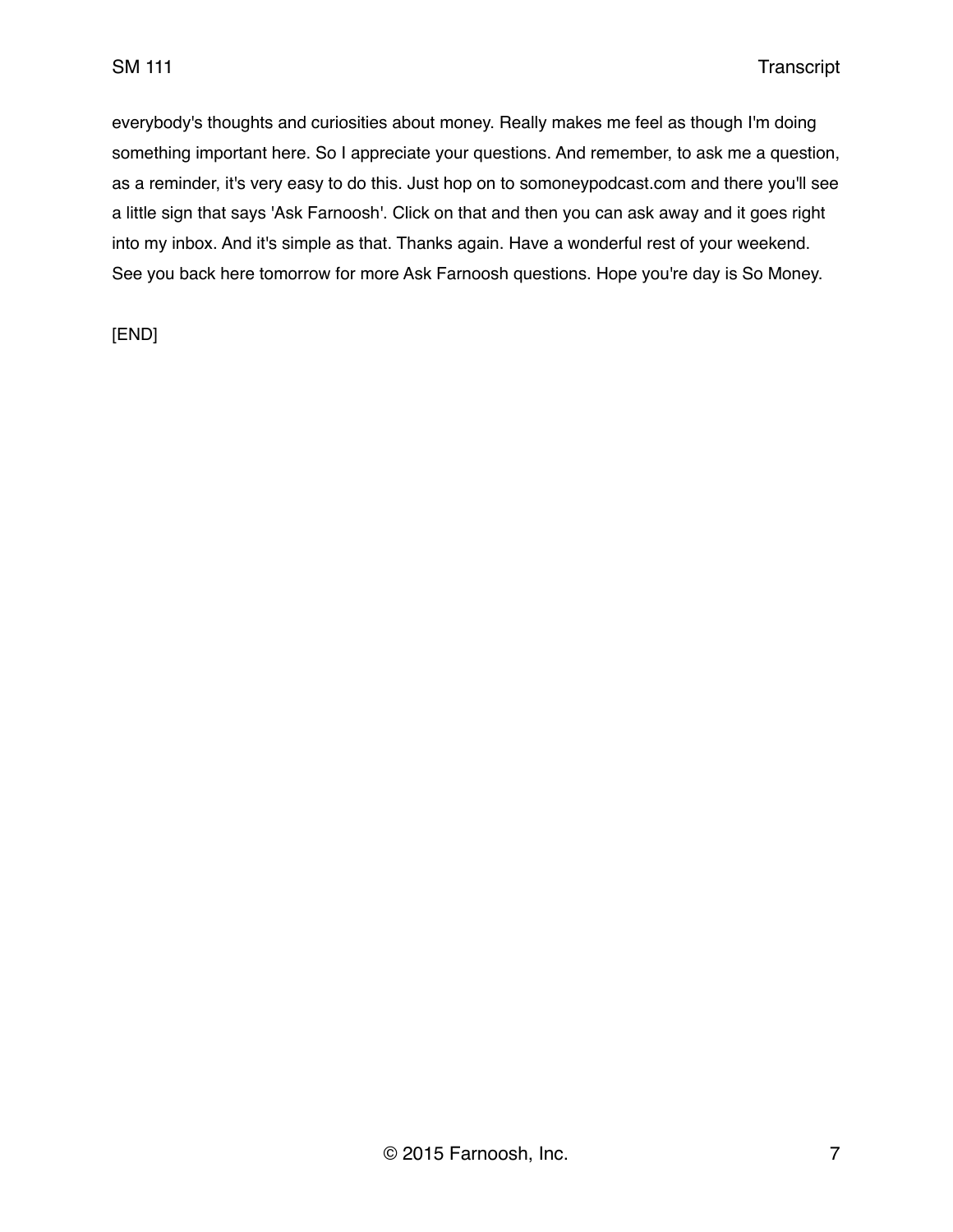everybody's thoughts and curiosities about money. Really makes me feel as though I'm doing something important here. So I appreciate your questions. And remember, to ask me a question, as a reminder, it's very easy to do this. Just hop on to somoneypodcast.com and there you'll see a little sign that says 'Ask Farnoosh'. Click on that and then you can ask away and it goes right into my inbox. And it's simple as that. Thanks again. Have a wonderful rest of your weekend. See you back here tomorrow for more Ask Farnoosh questions. Hope you're day is So Money.

[END]